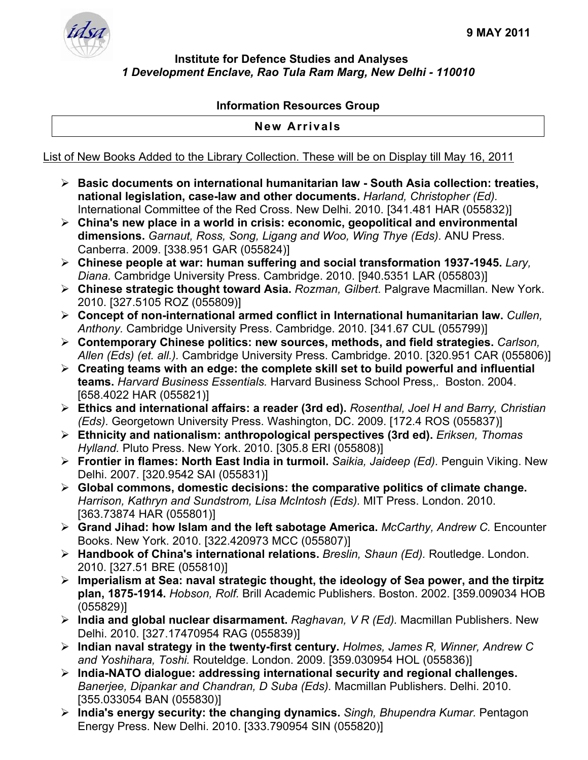9 MAY 2011

**Institute for Defence Studies and Analyses**
*1 Development Enclave, Rao Tula Ram Marg, New Delhi - 110010*

**Information Resources Group**

**New Arrivals**

List of New Books Added to the Library Collection. These will be on Display till May 16, 2011

- **Basic documents on international humanitarian law - South Asia collection: treaties, national legislation, case-law and other documents.** *Harland, Christopher (Ed).* International Committee of the Red Cross. New Delhi. 2010. [341.481 HAR (055832)]
- **China's new place in a world in crisis: economic, geopolitical and environmental dimensions.** *Garnaut, Ross, Song, Ligang and Woo, Wing Thye (Eds).* ANU Press. Canberra. 2009. [338.951 GAR (055824)]
- **Chinese people at war: human suffering and social transformation 1937-1945.** *Lary, Diana.* Cambridge University Press. Cambridge. 2010. [940.5351 LAR (055803)]
- **Chinese strategic thought toward Asia.** *Rozman, Gilbert.* Palgrave Macmillan. New York. 2010. [327.5105 ROZ (055809)]
- **Concept of non-international armed conflict in International humanitarian law.** *Cullen, Anthony.* Cambridge University Press. Cambridge. 2010. [341.67 CUL (055799)]
- **Contemporary Chinese politics: new sources, methods, and field strategies.** *Carlson, Allen (Eds) (et. all.).* Cambridge University Press. Cambridge. 2010. [320.951 CAR (055806)]
- **Creating teams with an edge: the complete skill set to build powerful and influential teams.** *Harvard Business Essentials.* Harvard Business School Press,. Boston. 2004. [658.4022 HAR (055821)]
- **Ethics and international affairs: a reader (3rd ed).** *Rosenthal, Joel H and Barry, Christian (Eds).* Georgetown University Press. Washington, DC. 2009. [172.4 ROS (055837)]
- **Ethnicity and nationalism: anthropological perspectives (3rd ed).** *Eriksen, Thomas Hylland.* Pluto Press. New York. 2010. [305.8 ERI (055808)]
- **Frontier in flames: North East India in turmoil.** *Saikia, Jaideep (Ed).* Penguin Viking. New Delhi. 2007. [320.9542 SAI (055831)]
- **Global commons, domestic decisions: the comparative politics of climate change.** *Harrison, Kathryn and Sundstrom, Lisa McIntosh (Eds).* MIT Press. London. 2010. [363.73874 HAR (055801)]
- **Grand Jihad: how Islam and the left sabotage America.** *McCarthy, Andrew C.* Encounter Books. New York. 2010. [322.420973 MCC (055807)]
- **Handbook of China's international relations.** *Breslin, Shaun (Ed).* Routledge. London. 2010. [327.51 BRE (055810)]
- **Imperialism at Sea: naval strategic thought, the ideology of Sea power, and the tirpitz plan, 1875-1914.** *Hobson, Rolf.* Brill Academic Publishers. Boston. 2002. [359.009034 HOB (055829)]
- **India and global nuclear disarmament.** *Raghavan, V R (Ed).* Macmillan Publishers. New Delhi. 2010. [327.17470954 RAG (055839)]
- **Indian naval strategy in the twenty-first century.** *Holmes, James R, Winner, Andrew C and Yoshihara, Toshi.* Routeldge. London. 2009. [359.030954 HOL (055836)]
- **India-NATO dialogue: addressing international security and regional challenges.** *Banerjee, Dipankar and Chandran, D Suba (Eds).* Macmillan Publishers. Delhi. 2010. [355.033054 BAN (055830)]
- **India's energy security: the changing dynamics.** *Singh, Bhupendra Kumar.* Pentagon Energy Press. New Delhi. 2010. [333.790954 SIN (055820)]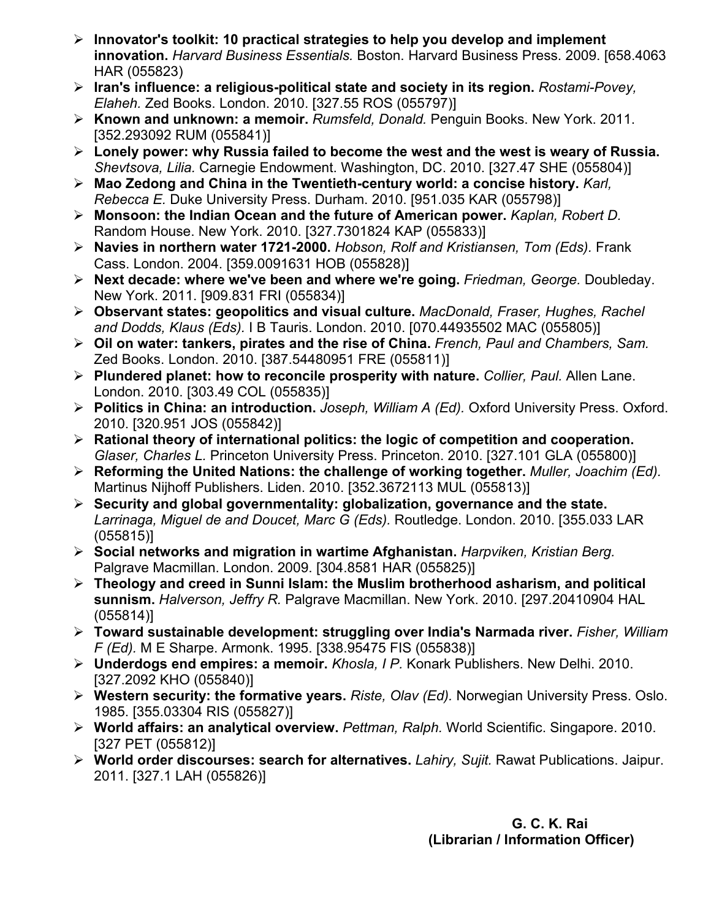- **Innovator's toolkit: 10 practical strategies to help you develop and implement innovation.** *Harvard Business Essentials.* Boston. Harvard Business Press. 2009. [658.4063 HAR (055823)
- **Iran's influence: a religious-political state and society in its region.** *Rostami-Povey, Elaheh.* Zed Books. London. 2010. [327.55 ROS (055797)]
- **Known and unknown: a memoir.** *Rumsfeld, Donald.* Penguin Books. New York. 2011. [352.293092 RUM (055841)]
- **Lonely power: why Russia failed to become the west and the west is weary of Russia.** *Shevtsova, Lilia.* Carnegie Endowment. Washington, DC. 2010. [327.47 SHE (055804)]
- **Mao Zedong and China in the Twentieth-century world: a concise history.** *Karl, Rebecca E.* Duke University Press. Durham. 2010. [951.035 KAR (055798)]
- **Monsoon: the Indian Ocean and the future of American power.** *Kaplan, Robert D.* Random House. New York. 2010. [327.7301824 KAP (055833)]
- **Navies in northern water 1721-2000.** *Hobson, Rolf and Kristiansen, Tom (Eds).* Frank Cass. London. 2004. [359.0091631 HOB (055828)]
- **Next decade: where we've been and where we're going.** *Friedman, George.* Doubleday. New York. 2011. [909.831 FRI (055834)]
- **Observant states: geopolitics and visual culture.** *MacDonald, Fraser, Hughes, Rachel and Dodds, Klaus (Eds).* I B Tauris. London. 2010. [070.44935502 MAC (055805)]
- **Oil on water: tankers, pirates and the rise of China.** *French, Paul and Chambers, Sam.* Zed Books. London. 2010. [387.54480951 FRE (055811)]
- **Plundered planet: how to reconcile prosperity with nature.** *Collier, Paul.* Allen Lane. London. 2010. [303.49 COL (055835)]
- **Politics in China: an introduction.** *Joseph, William A (Ed).* Oxford University Press. Oxford. 2010. [320.951 JOS (055842)]
- **Rational theory of international politics: the logic of competition and cooperation.** *Glaser, Charles L.* Princeton University Press. Princeton. 2010. [327.101 GLA (055800)]
- **Reforming the United Nations: the challenge of working together.** *Muller, Joachim (Ed).* Martinus Nijhoff Publishers. Liden. 2010. [352.3672113 MUL (055813)]
- **Security and global governmentality: globalization, governance and the state.** *Larrinaga, Miguel de and Doucet, Marc G (Eds).* Routledge. London. 2010. [355.033 LAR (055815)]
- **Social networks and migration in wartime Afghanistan.** *Harpviken, Kristian Berg.* Palgrave Macmillan. London. 2009. [304.8581 HAR (055825)]
- **Theology and creed in Sunni Islam: the Muslim brotherhood asharism, and political sunnism.** *Halverson, Jeffry R.* Palgrave Macmillan. New York. 2010. [297.20410904 HAL (055814)]
- **Toward sustainable development: struggling over India's Narmada river.** *Fisher, William F (Ed).* M E Sharpe. Armonk. 1995. [338.95475 FIS (055838)]
- **Underdogs end empires: a memoir.** *Khosla, I P.* Konark Publishers. New Delhi. 2010. [327.2092 KHO (055840)]
- **Western security: the formative years.** *Riste, Olav (Ed).* Norwegian University Press. Oslo. 1985. [355.03304 RIS (055827)]
- **World affairs: an analytical overview.** *Pettman, Ralph.* World Scientific. Singapore. 2010. [327 PET (055812)]
- **World order discourses: search for alternatives.** *Lahiry, Sujit.* Rawat Publications. Jaipur. 2011. [327.1 LAH (055826)]

**G. C. K. Rai**
**(Librarian / Information Officer)**